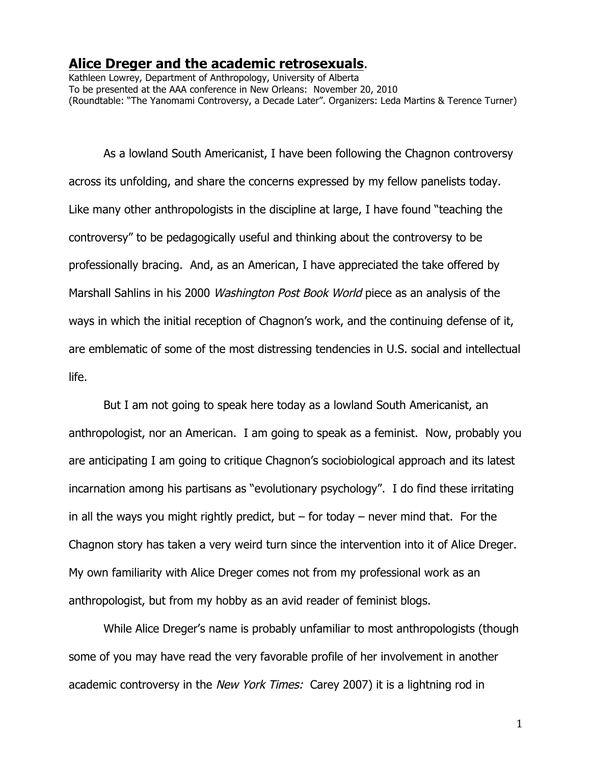# **Alice Dreger and the academic retrosexuals.**

Kathleen Lowrey, Department of Anthropology, University of Alberta
To be presented at the AAA conference in New Orleans: November 20, 2010
(Roundtable: "The Yanomami Controversy, a Decade Later". Organizers: Leda Martins & Terence Turner)

As a lowland South Americanist, I have been following the Chagnon controversy across its unfolding, and share the concerns expressed by my fellow panelists today. Like many other anthropologists in the discipline at large, I have found "teaching the controversy" to be pedagogically useful and thinking about the controversy to be professionally bracing. And, as an American, I have appreciated the take offered by Marshall Sahlins in his 2000 *Washington Post Book World* piece as an analysis of the ways in which the initial reception of Chagnon's work, and the continuing defense of it, are emblematic of some of the most distressing tendencies in U.S. social and intellectual life.

But I am not going to speak here today as a lowland South Americanist, an anthropologist, nor an American. I am going to speak as a feminist. Now, probably you are anticipating I am going to critique Chagnon's sociobiological approach and its latest incarnation among his partisans as "evolutionary psychology". I do find these irritating in all the ways you might rightly predict, but – for today – never mind that. For the Chagnon story has taken a very weird turn since the intervention into it of Alice Dreger. My own familiarity with Alice Dreger comes not from my professional work as an anthropologist, but from my hobby as an avid reader of feminist blogs.

While Alice Dreger's name is probably unfamiliar to most anthropologists (though some of you may have read the very favorable profile of her involvement in another academic controversy in the *New York Times:* Carey 2007) it is a lightning rod in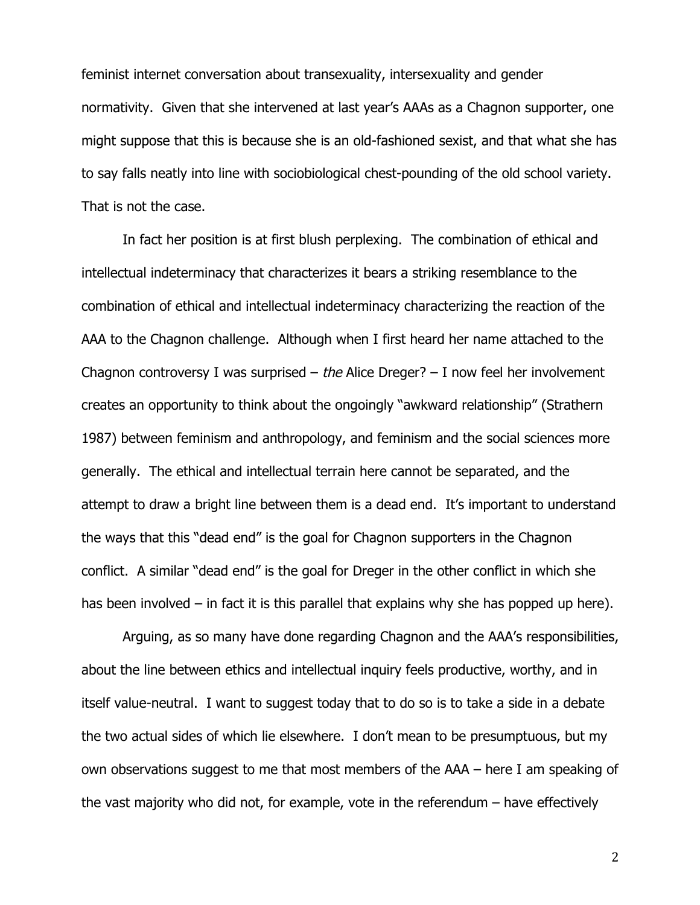feminist internet conversation about transexuality, intersexuality and gender normativity. Given that she intervened at last year's AAAs as a Chagnon supporter, one might suppose that this is because she is an old-fashioned sexist, and that what she has to say falls neatly into line with sociobiological chest-pounding of the old school variety. That is not the case.

In fact her position is at first blush perplexing. The combination of ethical and intellectual indeterminacy that characterizes it bears a striking resemblance to the combination of ethical and intellectual indeterminacy characterizing the reaction of the AAA to the Chagnon challenge. Although when I first heard her name attached to the Chagnon controversy I was surprised – *the* Alice Dreger? – I now feel her involvement creates an opportunity to think about the ongoingly "awkward relationship" (Strathern 1987) between feminism and anthropology, and feminism and the social sciences more generally. The ethical and intellectual terrain here cannot be separated, and the attempt to draw a bright line between them is a dead end. It's important to understand the ways that this "dead end" is the goal for Chagnon supporters in the Chagnon conflict. A similar "dead end" is the goal for Dreger in the other conflict in which she has been involved – in fact it is this parallel that explains why she has popped up here).

Arguing, as so many have done regarding Chagnon and the AAA's responsibilities, about the line between ethics and intellectual inquiry feels productive, worthy, and in itself value-neutral. I want to suggest today that to do so is to take a side in a debate the two actual sides of which lie elsewhere. I don't mean to be presumptuous, but my own observations suggest to me that most members of the AAA – here I am speaking of the vast majority who did not, for example, vote in the referendum – have effectively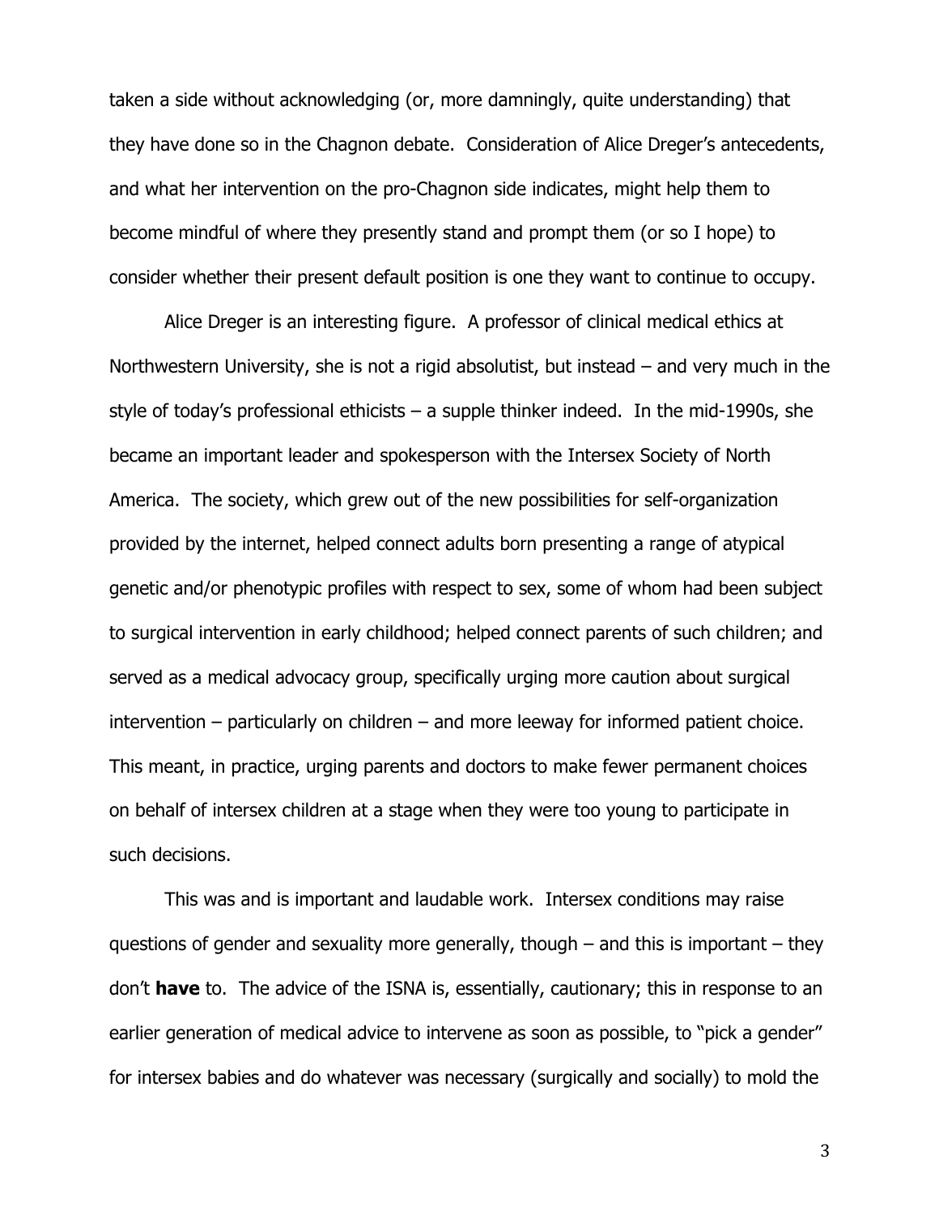taken a side without acknowledging (or, more damningly, quite understanding) that they have done so in the Chagnon debate. Consideration of Alice Dreger's antecedents, and what her intervention on the pro-Chagnon side indicates, might help them to become mindful of where they presently stand and prompt them (or so I hope) to consider whether their present default position is one they want to continue to occupy.

Alice Dreger is an interesting figure. A professor of clinical medical ethics at Northwestern University, she is not a rigid absolutist, but instead – and very much in the style of today's professional ethicists – a supple thinker indeed. In the mid-1990s, she became an important leader and spokesperson with the Intersex Society of North America. The society, which grew out of the new possibilities for self-organization provided by the internet, helped connect adults born presenting a range of atypical genetic and/or phenotypic profiles with respect to sex, some of whom had been subject to surgical intervention in early childhood; helped connect parents of such children; and served as a medical advocacy group, specifically urging more caution about surgical intervention – particularly on children – and more leeway for informed patient choice. This meant, in practice, urging parents and doctors to make fewer permanent choices on behalf of intersex children at a stage when they were too young to participate in such decisions.

This was and is important and laudable work. Intersex conditions may raise questions of gender and sexuality more generally, though – and this is important – they don't **have** to. The advice of the ISNA is, essentially, cautionary; this in response to an earlier generation of medical advice to intervene as soon as possible, to "pick a gender" for intersex babies and do whatever was necessary (surgically and socially) to mold the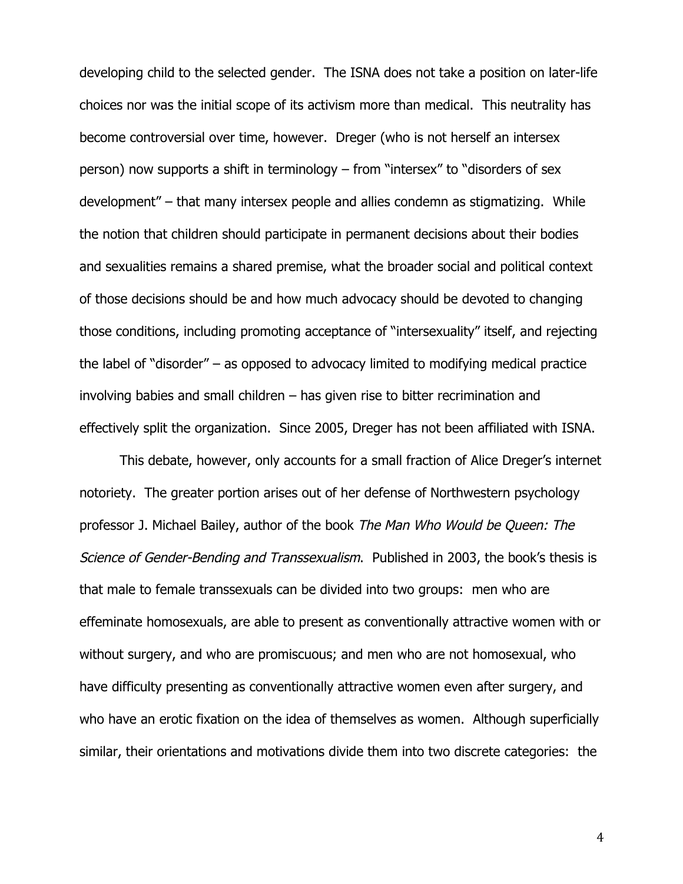developing child to the selected gender. The ISNA does not take a position on later-life choices nor was the initial scope of its activism more than medical. This neutrality has become controversial over time, however. Dreger (who is not herself an intersex person) now supports a shift in terminology – from "intersex" to "disorders of sex development" – that many intersex people and allies condemn as stigmatizing. While the notion that children should participate in permanent decisions about their bodies and sexualities remains a shared premise, what the broader social and political context of those decisions should be and how much advocacy should be devoted to changing those conditions, including promoting acceptance of "intersexuality" itself, and rejecting the label of "disorder" – as opposed to advocacy limited to modifying medical practice involving babies and small children – has given rise to bitter recrimination and effectively split the organization. Since 2005, Dreger has not been affiliated with ISNA.

This debate, however, only accounts for a small fraction of Alice Dreger's internet notoriety. The greater portion arises out of her defense of Northwestern psychology professor J. Michael Bailey, author of the book *The Man Who Would be Queen: The Science of Gender-Bending and Transsexualism*. Published in 2003, the book's thesis is that male to female transsexuals can be divided into two groups: men who are effeminate homosexuals, are able to present as conventionally attractive women with or without surgery, and who are promiscuous; and men who are not homosexual, who have difficulty presenting as conventionally attractive women even after surgery, and who have an erotic fixation on the idea of themselves as women. Although superficially similar, their orientations and motivations divide them into two discrete categories: the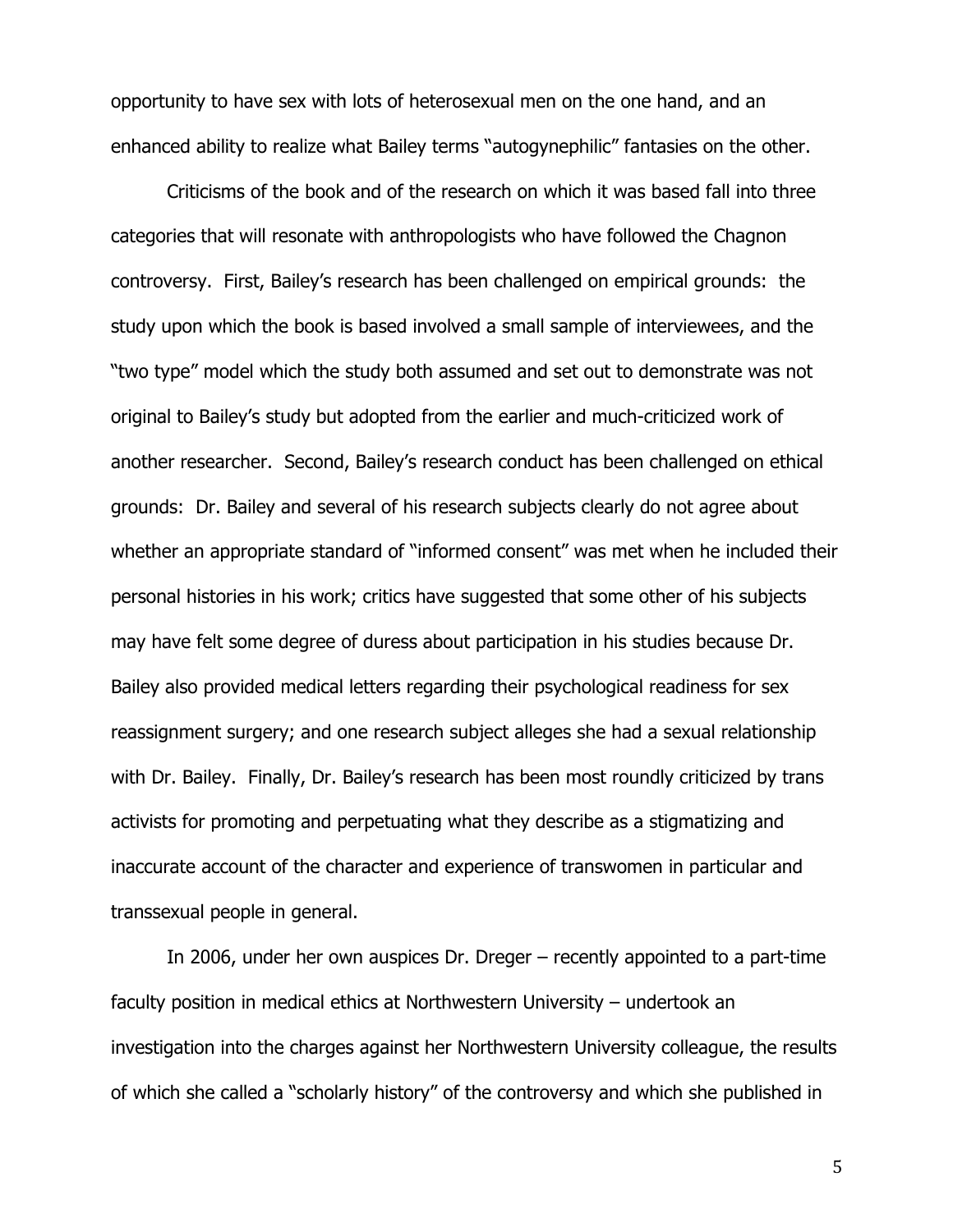opportunity to have sex with lots of heterosexual men on the one hand, and an enhanced ability to realize what Bailey terms "autogynephilic" fantasies on the other.

Criticisms of the book and of the research on which it was based fall into three categories that will resonate with anthropologists who have followed the Chagnon controversy. First, Bailey's research has been challenged on empirical grounds: the study upon which the book is based involved a small sample of interviewees, and the "two type" model which the study both assumed and set out to demonstrate was not original to Bailey's study but adopted from the earlier and much-criticized work of another researcher. Second, Bailey's research conduct has been challenged on ethical grounds: Dr. Bailey and several of his research subjects clearly do not agree about whether an appropriate standard of "informed consent" was met when he included their personal histories in his work; critics have suggested that some other of his subjects may have felt some degree of duress about participation in his studies because Dr. Bailey also provided medical letters regarding their psychological readiness for sex reassignment surgery; and one research subject alleges she had a sexual relationship with Dr. Bailey. Finally, Dr. Bailey's research has been most roundly criticized by trans activists for promoting and perpetuating what they describe as a stigmatizing and inaccurate account of the character and experience of transwomen in particular and transsexual people in general.

In 2006, under her own auspices Dr. Dreger – recently appointed to a part-time faculty position in medical ethics at Northwestern University – undertook an investigation into the charges against her Northwestern University colleague, the results of which she called a "scholarly history" of the controversy and which she published in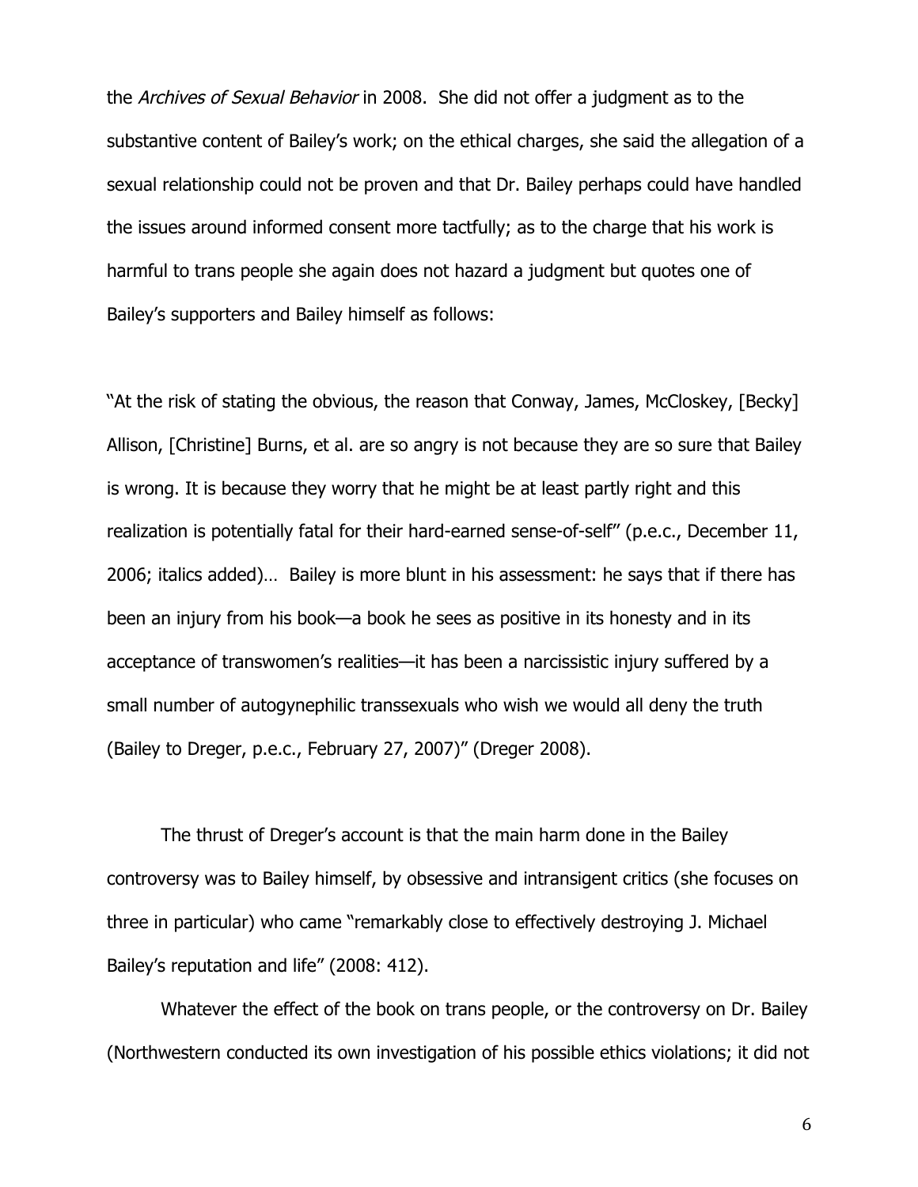the *Archives of Sexual Behavior* in 2008. She did not offer a judgment as to the substantive content of Bailey's work; on the ethical charges, she said the allegation of a sexual relationship could not be proven and that Dr. Bailey perhaps could have handled the issues around informed consent more tactfully; as to the charge that his work is harmful to trans people she again does not hazard a judgment but quotes one of Bailey's supporters and Bailey himself as follows:

"At the risk of stating the obvious, the reason that Conway, James, McCloskey, [Becky] Allison, [Christine] Burns, et al. are so angry is not because they are so sure that Bailey is wrong. It is because they worry that he might be at least partly right and this realization is potentially fatal for their hard-earned sense-of-self" (p.e.c., December 11, 2006; italics added)… Bailey is more blunt in his assessment: he says that if there has been an injury from his book—a book he sees as positive in its honesty and in its acceptance of transwomen's realities—it has been a narcissistic injury suffered by a small number of autogynephilic transsexuals who wish we would all deny the truth (Bailey to Dreger, p.e.c., February 27, 2007)" (Dreger 2008).

The thrust of Dreger's account is that the main harm done in the Bailey controversy was to Bailey himself, by obsessive and intransigent critics (she focuses on three in particular) who came "remarkably close to effectively destroying J. Michael Bailey's reputation and life" (2008: 412).

Whatever the effect of the book on trans people, or the controversy on Dr. Bailey (Northwestern conducted its own investigation of his possible ethics violations; it did not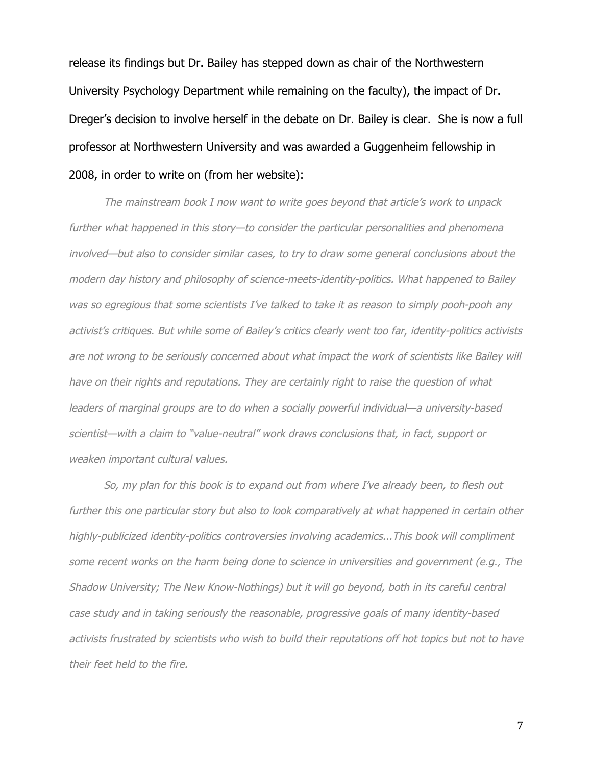release its findings but Dr. Bailey has stepped down as chair of the Northwestern University Psychology Department while remaining on the faculty), the impact of Dr. Dreger's decision to involve herself in the debate on Dr. Bailey is clear. She is now a full professor at Northwestern University and was awarded a Guggenheim fellowship in 2008, in order to write on (from her website):

*The mainstream book I now want to write goes beyond that article's work to unpack further what happened in this story—to consider the particular personalities and phenomena involved—but also to consider similar cases, to try to draw some general conclusions about the modern day history and philosophy of science-meets-identity-politics. What happened to Bailey was so egregious that some scientists I've talked to take it as reason to simply pooh-pooh any activist's critiques. But while some of Bailey's critics clearly went too far, identity-politics activists are not wrong to be seriously concerned about what impact the work of scientists like Bailey will have on their rights and reputations. They are certainly right to raise the question of what leaders of marginal groups are to do when a socially powerful individual—a university-based scientist—with a claim to "value-neutral" work draws conclusions that, in fact, support or weaken important cultural values.*

*So, my plan for this book is to expand out from where I've already been, to flesh out further this one particular story but also to look comparatively at what happened in certain other highly-publicized identity-politics controversies involving academics...This book will compliment some recent works on the harm being done to science in universities and government (e.g., The Shadow University; The New Know-Nothings) but it will go beyond, both in its careful central case study and in taking seriously the reasonable, progressive goals of many identity-based activists frustrated by scientists who wish to build their reputations off hot topics but not to have their feet held to the fire.*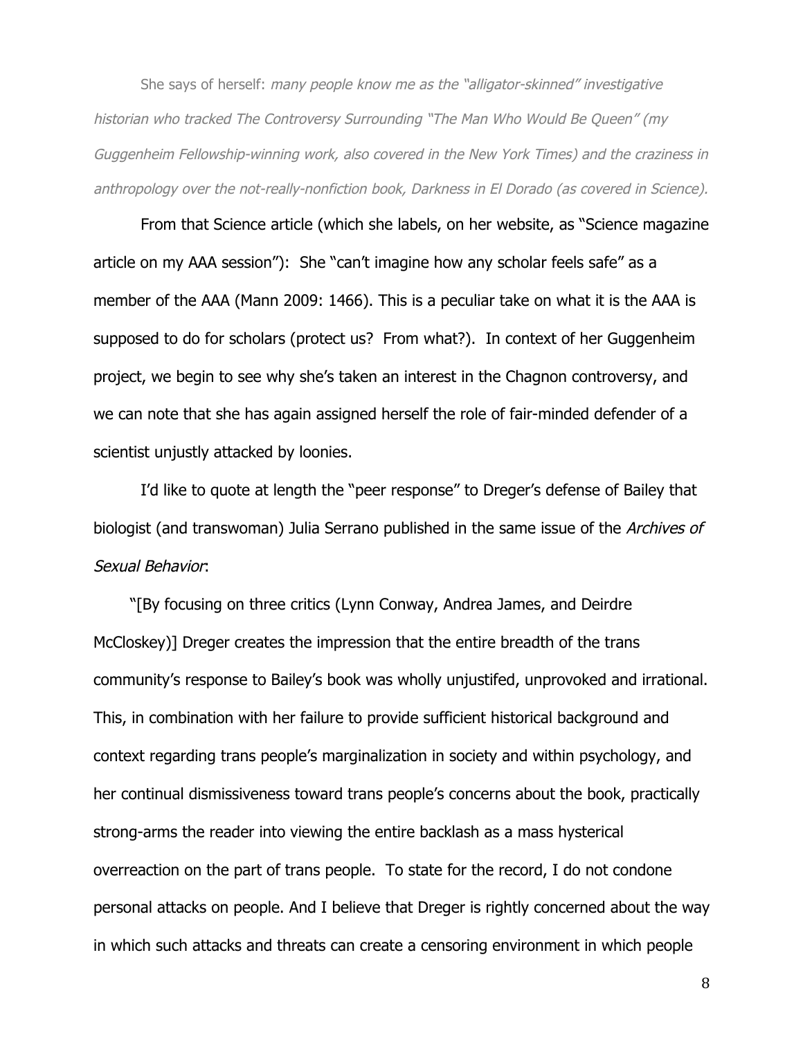She says of herself: *many people know me as the "alligator-skinned" investigative historian who tracked The Controversy Surrounding "The Man Who Would Be Queen" (my Guggenheim Fellowship-winning work, also covered in the New York Times) and the craziness in anthropology over the not-really-nonfiction book, Darkness in El Dorado (as covered in Science).*

From that Science article (which she labels, on her website, as "Science magazine article on my AAA session"): She "can't imagine how any scholar feels safe" as a member of the AAA (Mann 2009: 1466). This is a peculiar take on what it is the AAA is supposed to do for scholars (protect us? From what?). In context of her Guggenheim project, we begin to see why she's taken an interest in the Chagnon controversy, and we can note that she has again assigned herself the role of fair-minded defender of a scientist unjustly attacked by loonies.

I'd like to quote at length the "peer response" to Dreger's defense of Bailey that biologist (and transwoman) Julia Serrano published in the same issue of the *Archives of Sexual Behavior*:

"[By focusing on three critics (Lynn Conway, Andrea James, and Deirdre McCloskey)] Dreger creates the impression that the entire breadth of the trans community's response to Bailey's book was wholly unjustifed, unprovoked and irrational. This, in combination with her failure to provide sufficient historical background and context regarding trans people's marginalization in society and within psychology, and her continual dismissiveness toward trans people's concerns about the book, practically strong-arms the reader into viewing the entire backlash as a mass hysterical overreaction on the part of trans people. To state for the record, I do not condone personal attacks on people. And I believe that Dreger is rightly concerned about the way in which such attacks and threats can create a censoring environment in which people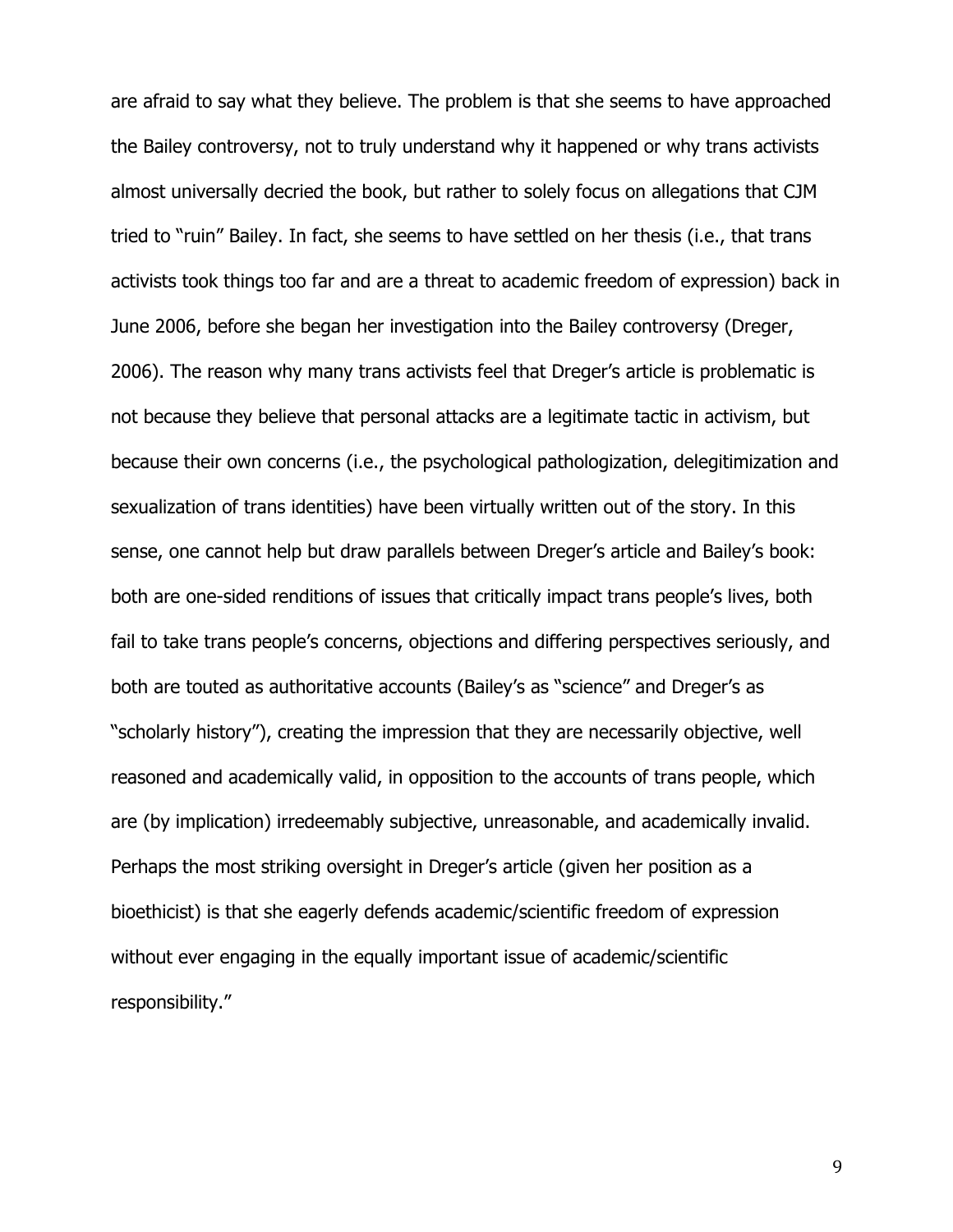are afraid to say what they believe. The problem is that she seems to have approached the Bailey controversy, not to truly understand why it happened or why trans activists almost universally decried the book, but rather to solely focus on allegations that CJM tried to "ruin" Bailey. In fact, she seems to have settled on her thesis (i.e., that trans activists took things too far and are a threat to academic freedom of expression) back in June 2006, before she began her investigation into the Bailey controversy (Dreger, 2006). The reason why many trans activists feel that Dreger's article is problematic is not because they believe that personal attacks are a legitimate tactic in activism, but because their own concerns (i.e., the psychological pathologization, delegitimization and sexualization of trans identities) have been virtually written out of the story. In this sense, one cannot help but draw parallels between Dreger's article and Bailey's book: both are one-sided renditions of issues that critically impact trans people's lives, both fail to take trans people's concerns, objections and differing perspectives seriously, and both are touted as authoritative accounts (Bailey's as "science" and Dreger's as "scholarly history"), creating the impression that they are necessarily objective, well reasoned and academically valid, in opposition to the accounts of trans people, which are (by implication) irredeemably subjective, unreasonable, and academically invalid. Perhaps the most striking oversight in Dreger's article (given her position as a bioethicist) is that she eagerly defends academic/scientific freedom of expression without ever engaging in the equally important issue of academic/scientific responsibility."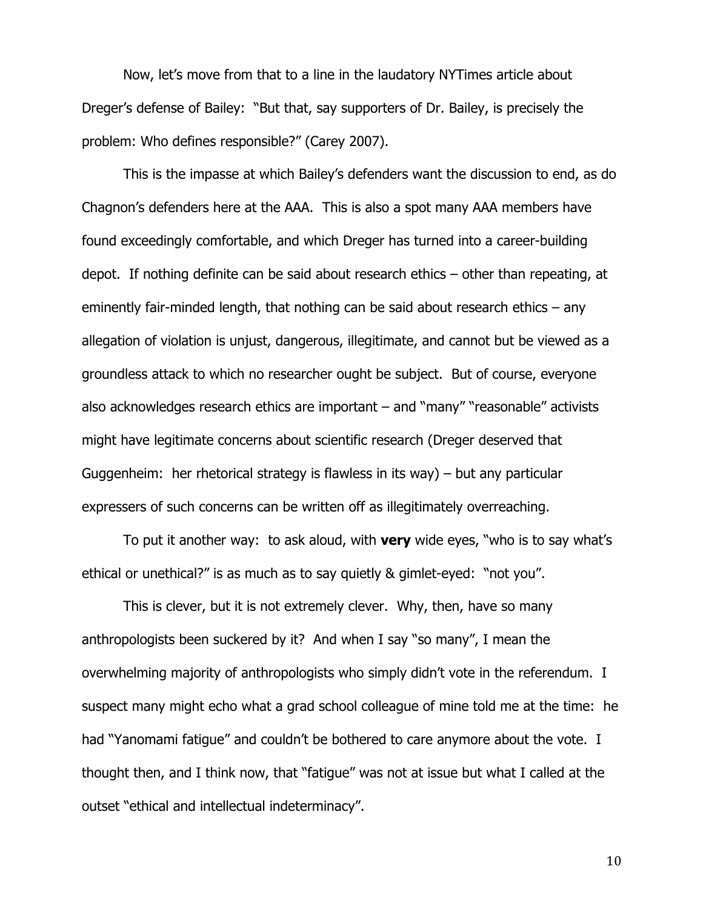Now, let's move from that to a line in the laudatory NYTimes article about Dreger's defense of Bailey: "But that, say supporters of Dr. Bailey, is precisely the problem: Who defines responsible?" (Carey 2007).

This is the impasse at which Bailey's defenders want the discussion to end, as do Chagnon's defenders here at the AAA. This is also a spot many AAA members have found exceedingly comfortable, and which Dreger has turned into a career-building depot. If nothing definite can be said about research ethics – other than repeating, at eminently fair-minded length, that nothing can be said about research ethics – any allegation of violation is unjust, dangerous, illegitimate, and cannot but be viewed as a groundless attack to which no researcher ought be subject. But of course, everyone also acknowledges research ethics are important – and "many" "reasonable" activists might have legitimate concerns about scientific research (Dreger deserved that Guggenheim: her rhetorical strategy is flawless in its way) – but any particular expressers of such concerns can be written off as illegitimately overreaching.

To put it another way: to ask aloud, with **very** wide eyes, "who is to say what's ethical or unethical?" is as much as to say quietly & gimlet-eyed: "not you".

This is clever, but it is not extremely clever. Why, then, have so many anthropologists been suckered by it? And when I say "so many", I mean the overwhelming majority of anthropologists who simply didn't vote in the referendum. I suspect many might echo what a grad school colleague of mine told me at the time: he had "Yanomami fatigue" and couldn't be bothered to care anymore about the vote. I thought then, and I think now, that "fatigue" was not at issue but what I called at the outset "ethical and intellectual indeterminacy".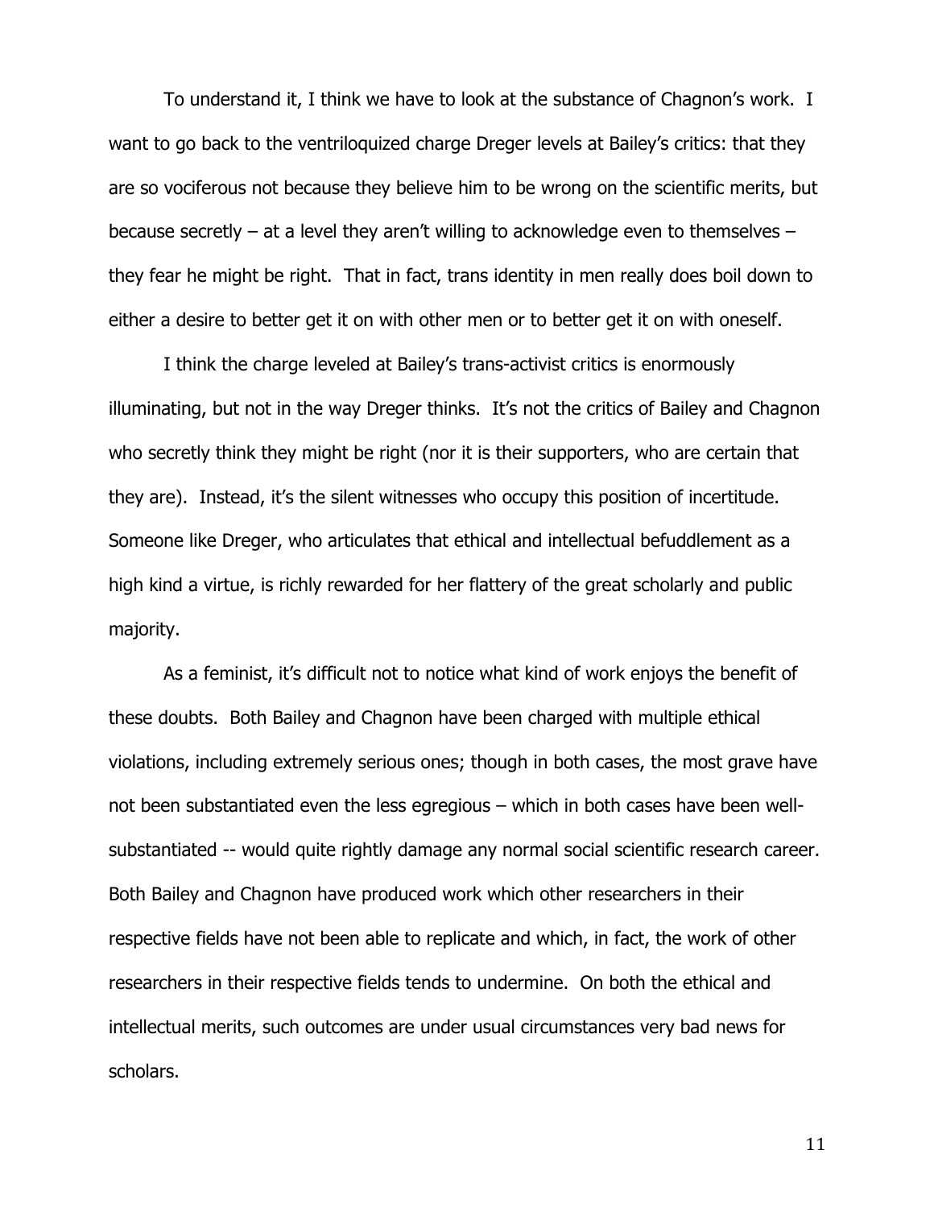To understand it, I think we have to look at the substance of Chagnon's work. I want to go back to the ventriloquized charge Dreger levels at Bailey's critics: that they are so vociferous not because they believe him to be wrong on the scientific merits, but because secretly – at a level they aren't willing to acknowledge even to themselves – they fear he might be right. That in fact, trans identity in men really does boil down to either a desire to better get it on with other men or to better get it on with oneself.

I think the charge leveled at Bailey's trans-activist critics is enormously illuminating, but not in the way Dreger thinks. It's not the critics of Bailey and Chagnon who secretly think they might be right (nor it is their supporters, who are certain that they are). Instead, it's the silent witnesses who occupy this position of incertitude. Someone like Dreger, who articulates that ethical and intellectual befuddlement as a high kind a virtue, is richly rewarded for her flattery of the great scholarly and public majority.

As a feminist, it's difficult not to notice what kind of work enjoys the benefit of these doubts. Both Bailey and Chagnon have been charged with multiple ethical violations, including extremely serious ones; though in both cases, the most grave have not been substantiated even the less egregious – which in both cases have been well-substantiated -- would quite rightly damage any normal social scientific research career. Both Bailey and Chagnon have produced work which other researchers in their respective fields have not been able to replicate and which, in fact, the work of other researchers in their respective fields tends to undermine. On both the ethical and intellectual merits, such outcomes are under usual circumstances very bad news for scholars.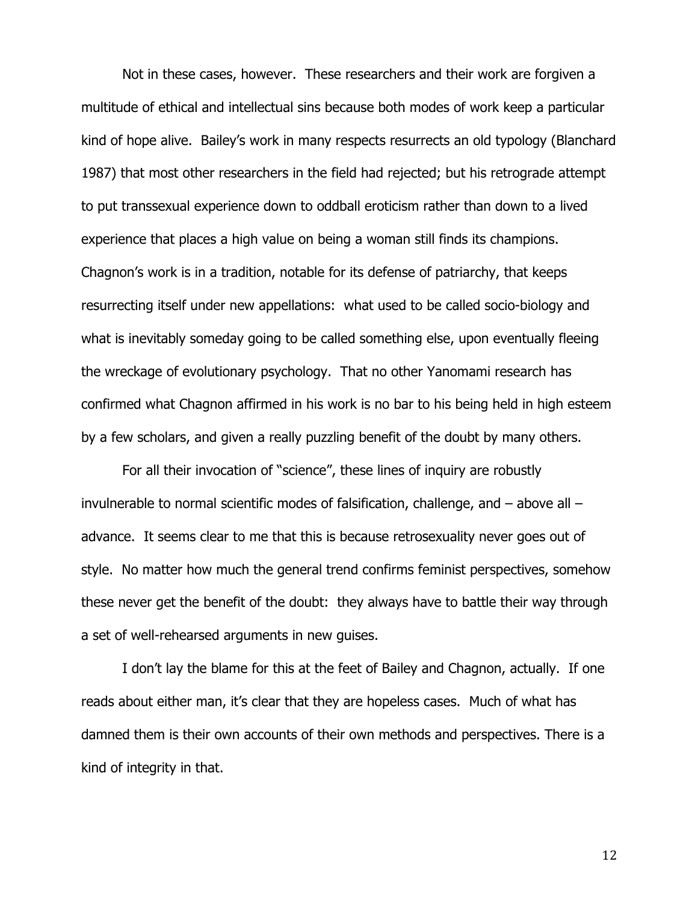Not in these cases, however. These researchers and their work are forgiven a multitude of ethical and intellectual sins because both modes of work keep a particular kind of hope alive. Bailey's work in many respects resurrects an old typology (Blanchard 1987) that most other researchers in the field had rejected; but his retrograde attempt to put transsexual experience down to oddball eroticism rather than down to a lived experience that places a high value on being a woman still finds its champions. Chagnon's work is in a tradition, notable for its defense of patriarchy, that keeps resurrecting itself under new appellations: what used to be called socio-biology and what is inevitably someday going to be called something else, upon eventually fleeing the wreckage of evolutionary psychology. That no other Yanomami research has confirmed what Chagnon affirmed in his work is no bar to his being held in high esteem by a few scholars, and given a really puzzling benefit of the doubt by many others.

For all their invocation of "science", these lines of inquiry are robustly invulnerable to normal scientific modes of falsification, challenge, and – above all – advance. It seems clear to me that this is because retrosexuality never goes out of style. No matter how much the general trend confirms feminist perspectives, somehow these never get the benefit of the doubt: they always have to battle their way through a set of well-rehearsed arguments in new guises.

I don't lay the blame for this at the feet of Bailey and Chagnon, actually. If one reads about either man, it's clear that they are hopeless cases. Much of what has damned them is their own accounts of their own methods and perspectives. There is a kind of integrity in that.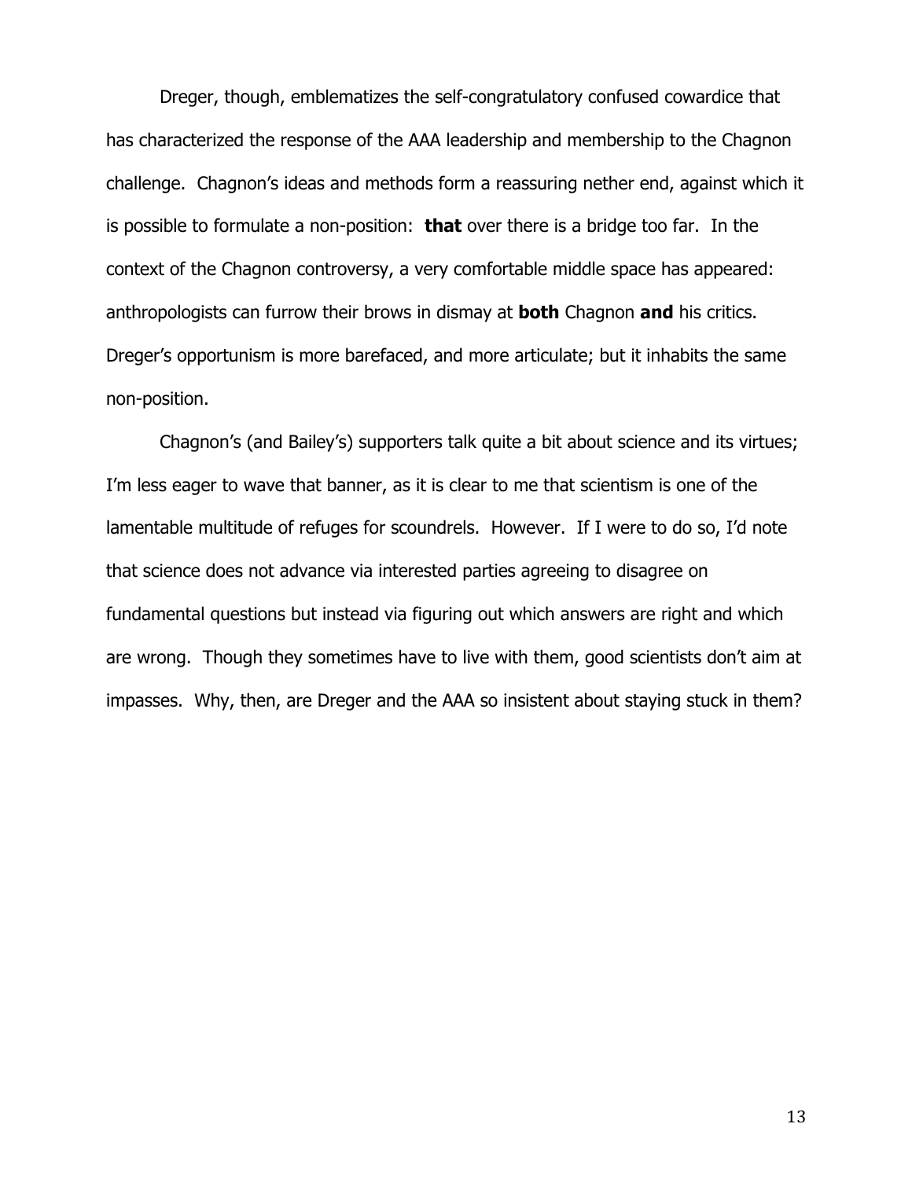Dreger, though, emblematizes the self-congratulatory confused cowardice that has characterized the response of the AAA leadership and membership to the Chagnon challenge. Chagnon's ideas and methods form a reassuring nether end, against which it is possible to formulate a non-position: **that** over there is a bridge too far. In the context of the Chagnon controversy, a very comfortable middle space has appeared: anthropologists can furrow their brows in dismay at **both** Chagnon **and** his critics. Dreger's opportunism is more barefaced, and more articulate; but it inhabits the same non-position.

Chagnon's (and Bailey's) supporters talk quite a bit about science and its virtues; I'm less eager to wave that banner, as it is clear to me that scientism is one of the lamentable multitude of refuges for scoundrels. However. If I were to do so, I'd note that science does not advance via interested parties agreeing to disagree on fundamental questions but instead via figuring out which answers are right and which are wrong. Though they sometimes have to live with them, good scientists don't aim at impasses. Why, then, are Dreger and the AAA so insistent about staying stuck in them?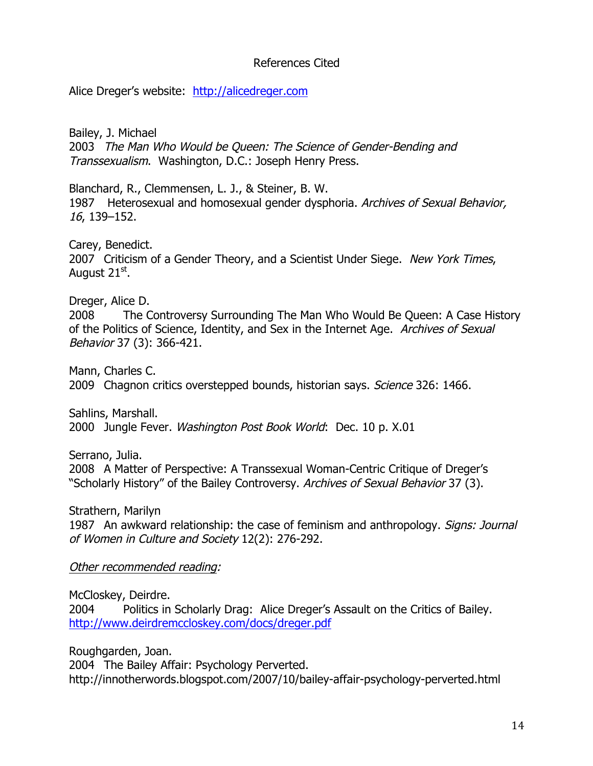## References Cited

Alice Dreger's website: [http://alicedreger.com](http://alicedreger.com)

Bailey, J. Michael
2003 *The Man Who Would be Queen: The Science of Gender-Bending and Transsexualism*. Washington, D.C.: Joseph Henry Press.

Blanchard, R., Clemmensen, L. J., & Steiner, B. W.
1987 Heterosexual and homosexual gender dysphoria. *Archives of Sexual Behavior, 16*, 139–152.

Carey, Benedict.
2007 Criticism of a Gender Theory, and a Scientist Under Siege. *New York Times*, August 21st.

Dreger, Alice D.
2008 The Controversy Surrounding The Man Who Would Be Queen: A Case History of the Politics of Science, Identity, and Sex in the Internet Age. *Archives of Sexual Behavior* 37 (3): 366-421.

Mann, Charles C.
2009 Chagnon critics overstepped bounds, historian says. *Science* 326: 1466.

Sahlins, Marshall.
2000 Jungle Fever. *Washington Post Book World*: Dec. 10 p. X.01

Serrano, Julia.
2008 A Matter of Perspective: A Transsexual Woman-Centric Critique of Dreger's "Scholarly History" of the Bailey Controversy. *Archives of Sexual Behavior* 37 (3).

Strathern, Marilyn
1987 An awkward relationship: the case of feminism and anthropology. *Signs: Journal of Women in Culture and Society* 12(2): 276-292.

*Other recommended reading:*

McCloskey, Deirdre.
2004 Politics in Scholarly Drag: Alice Dreger's Assault on the Critics of Bailey. [http://www.deirdremccloskey.com/docs/dreger.pdf](http://www.deirdremccloskey.com/docs/dreger.pdf)

Roughgarden, Joan.
2004 The Bailey Affair: Psychology Perverted.
http://innotherwords.blogspot.com/2007/10/bailey-affair-psychology-perverted.html